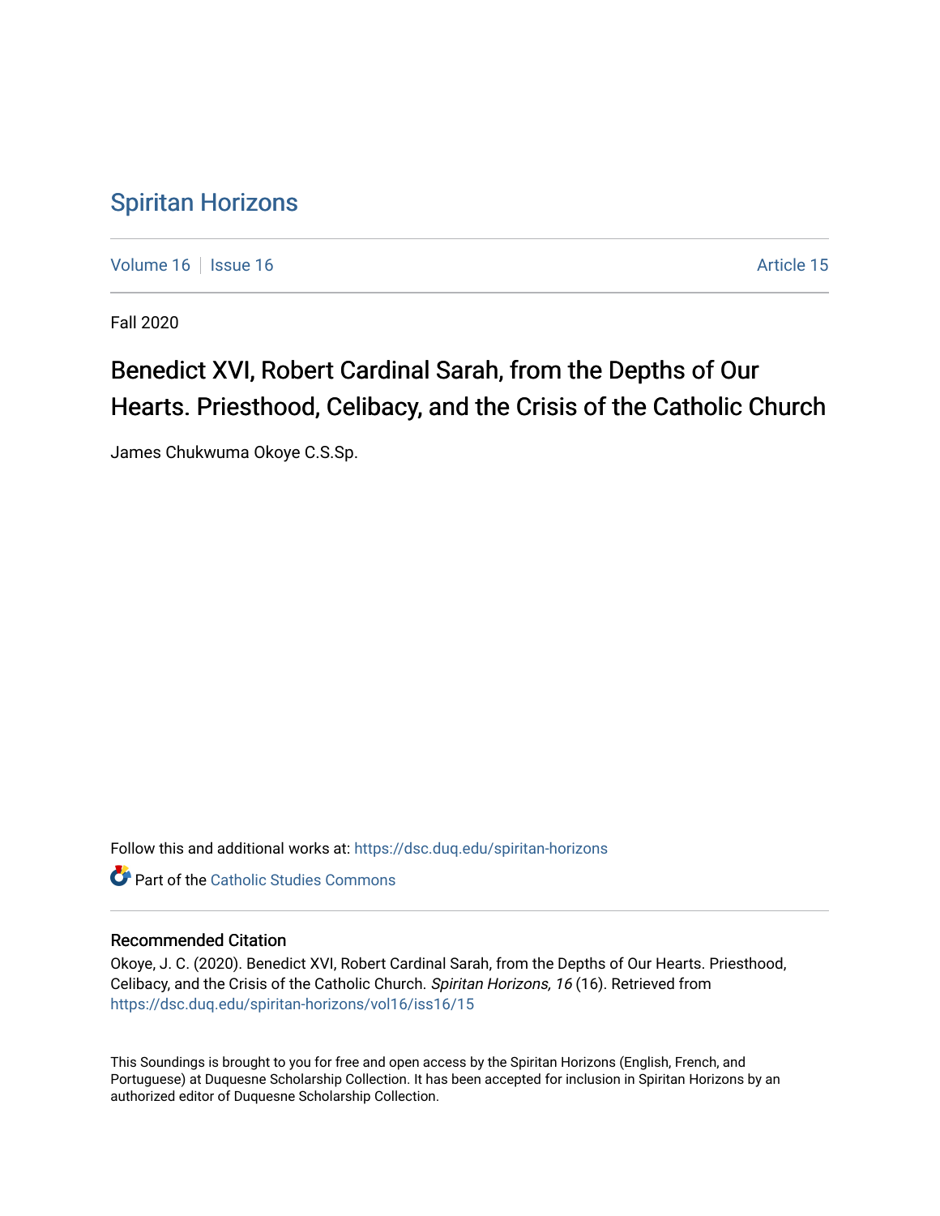# Spiritan Horizons

Volume 16 | Issue 16 | Article 15

Fall 2020

## Benedict XVI, Robert Cardinal Sarah, from the Depths of Our Hearts. Priesthood, Celibacy, and the Crisis of the Catholic Church

James Chukwuma Okoye C.S.Sp.

Follow this and additional works at: https://dsc.duq.edu/spiritan-horizons

Part of the Catholic Studies Commons

### Recommended Citation

Okoye, J. C. (2020). Benedict XVI, Robert Cardinal Sarah, from the Depths of Our Hearts. Priesthood, Celibacy, and the Crisis of the Catholic Church. *Spiritan Horizons, 16* (16). Retrieved from https://dsc.duq.edu/spiritan-horizons/vol16/iss16/15

This Soundings is brought to you for free and open access by the Spiritan Horizons (English, French, and Portuguese) at Duquesne Scholarship Collection. It has been accepted for inclusion in Spiritan Horizons by an authorized editor of Duquesne Scholarship Collection.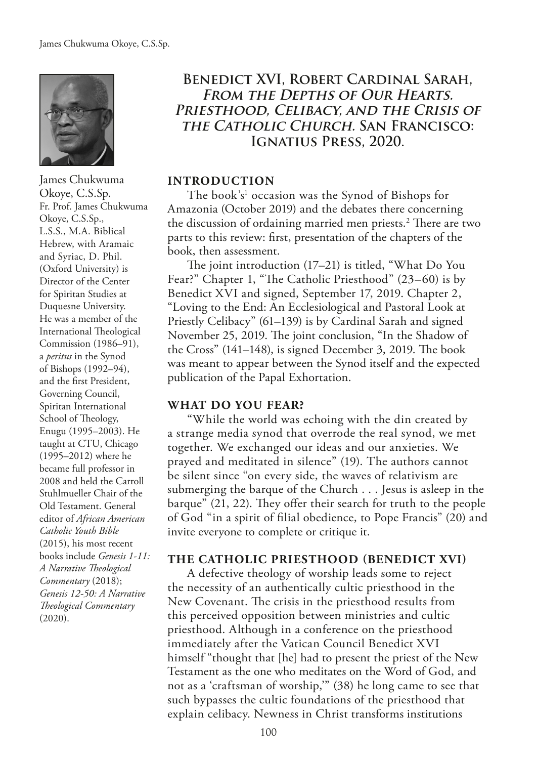James Chukwuma Okoye, C.S.Sp.

Fr. Prof. James Chukwuma Okoye, C.S.Sp., L.S.S., M.A. Biblical Hebrew, with Aramaic and Syriac, D. Phil. (Oxford University) is Director of the Center for Spiritan Studies at Duquesne University. He was a member of the International Theological Commission (1986–91), a *peritus* in the Synod of Bishops (1992–94), and the first President, Governing Council, Spiritan International School of Theology, Enugu (1995–2003). He taught at CTU, Chicago (1995–2012) where he became full professor in 2008 and held the Carroll Stuhlmueller Chair of the Old Testament. General editor of *African American Catholic Youth Bible* (2015), his most recent books include *Genesis 1-11: A Narrative Theological Commentary* (2018); *Genesis 12-50: A Narrative Theological Commentary* (2020).

## Benedict XVI, Robert Cardinal Sarah, *From the Depths of Our Hearts. Priesthood, Celibacy, and the Crisis of the Catholic Church.* San Francisco: Ignatius Press, 2020.

### INTRODUCTION

The book's[1] occasion was the Synod of Bishops for Amazonia (October 2019) and the debates there concerning the discussion of ordaining married men priests.[2] There are two parts to this review: first, presentation of the chapters of the book, then assessment.

The joint introduction (17–21) is titled, "What Do You Fear?" Chapter 1, "The Catholic Priesthood" (23–60) is by Benedict XVI and signed, September 17, 2019. Chapter 2, "Loving to the End: An Ecclesiological and Pastoral Look at Priestly Celibacy" (61–139) is by Cardinal Sarah and signed November 25, 2019. The joint conclusion, "In the Shadow of the Cross" (141–148), is signed December 3, 2019. The book was meant to appear between the Synod itself and the expected publication of the Papal Exhortation.

### WHAT DO YOU FEAR?

"While the world was echoing with the din created by a strange media synod that overrode the real synod, we met together. We exchanged our ideas and our anxieties. We prayed and meditated in silence" (19). The authors cannot be silent since "on every side, the waves of relativism are submerging the barque of the Church . . . Jesus is asleep in the barque" (21, 22). They offer their search for truth to the people of God "in a spirit of filial obedience, to Pope Francis" (20) and invite everyone to complete or critique it.

### THE CATHOLIC PRIESTHOOD (BENEDICT XVI)

A defective theology of worship leads some to reject the necessity of an authentically cultic priesthood in the New Covenant. The crisis in the priesthood results from this perceived opposition between ministries and cultic priesthood. Although in a conference on the priesthood immediately after the Vatican Council Benedict XVI himself "thought that [he] had to present the priest of the New Testament as the one who meditates on the Word of God, and not as a 'craftsman of worship,'" (38) he long came to see that such bypasses the cultic foundations of the priesthood that explain celibacy. Newness in Christ transforms institutions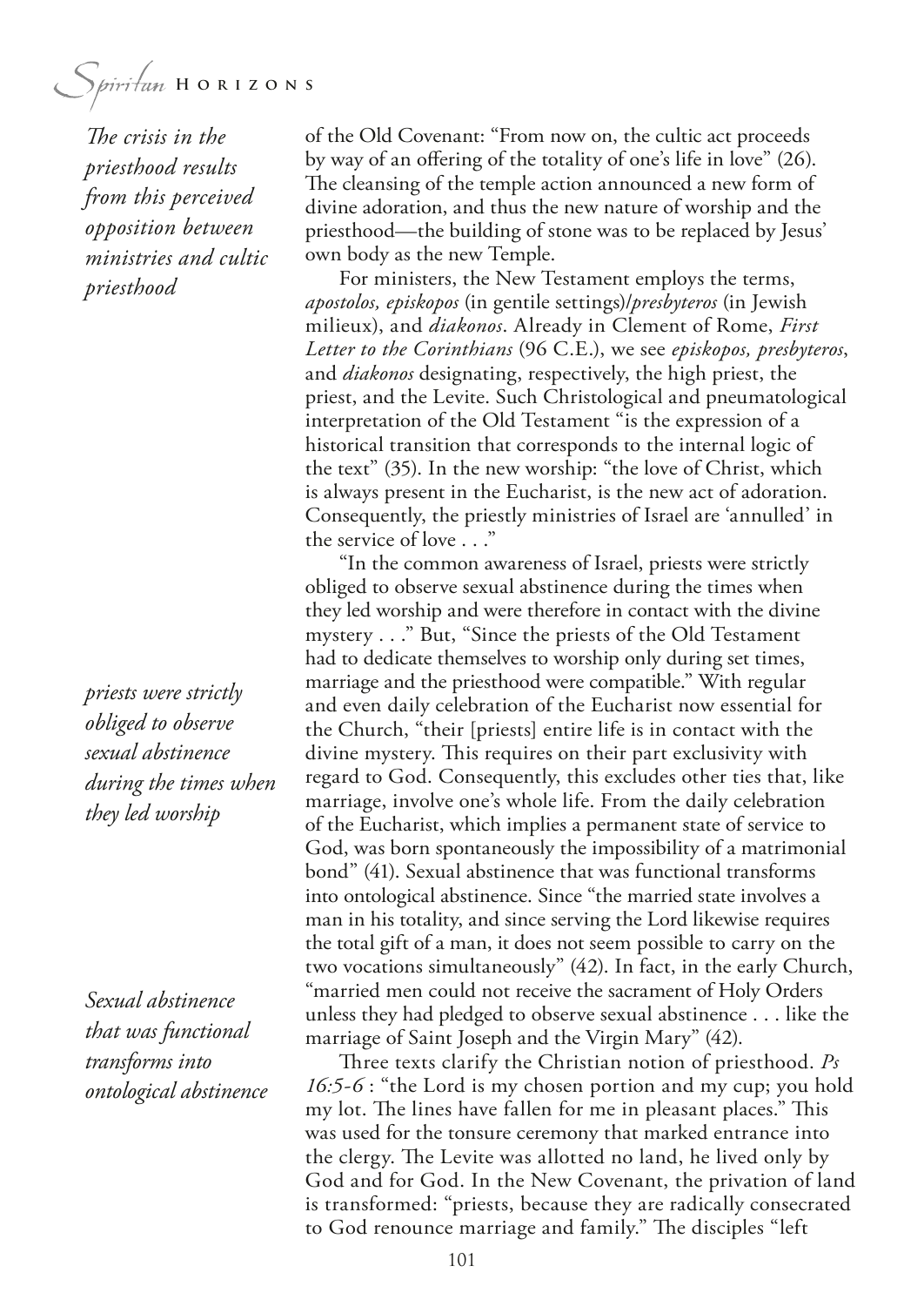*The crisis in the priesthood results from this perceived opposition between ministries and cultic priesthood*

of the Old Covenant: "From now on, the cultic act proceeds by way of an offering of the totality of one's life in love" (26). The cleansing of the temple action announced a new form of divine adoration, and thus the new nature of worship and the priesthood—the building of stone was to be replaced by Jesus' own body as the new Temple.

For ministers, the New Testament employs the terms, *apostolos, episkopos* (in gentile settings)/*presbyteros* (in Jewish milieux), and *diakonos*. Already in Clement of Rome, *First Letter to the Corinthians* (96 C.E.), we see *episkopos, presbyteros*, and *diakonos* designating, respectively, the high priest, the priest, and the Levite. Such Christological and pneumatological interpretation of the Old Testament "is the expression of a historical transition that corresponds to the internal logic of the text" (35). In the new worship: "the love of Christ, which is always present in the Eucharist, is the new act of adoration. Consequently, the priestly ministries of Israel are 'annulled' in the service of love . . ."

*priests were strictly obliged to observe sexual abstinence during the times when they led worship*

"In the common awareness of Israel, priests were strictly obliged to observe sexual abstinence during the times when they led worship and were therefore in contact with the divine mystery . . ." But, "Since the priests of the Old Testament had to dedicate themselves to worship only during set times, marriage and the priesthood were compatible." With regular and even daily celebration of the Eucharist now essential for the Church, "their [priests] entire life is in contact with the divine mystery. This requires on their part exclusivity with regard to God. Consequently, this excludes other ties that, like marriage, involve one's whole life. From the daily celebration of the Eucharist, which implies a permanent state of service to God, was born spontaneously the impossibility of a matrimonial bond" (41). Sexual abstinence that was functional transforms into ontological abstinence. Since "the married state involves a man in his totality, and since serving the Lord likewise requires the total gift of a man, it does not seem possible to carry on the two vocations simultaneously" (42). In fact, in the early Church, "married men could not receive the sacrament of Holy Orders unless they had pledged to observe sexual abstinence . . . like the marriage of Saint Joseph and the Virgin Mary" (42).

*Sexual abstinence that was functional transforms into ontological abstinence*

Three texts clarify the Christian notion of priesthood. *Ps 16:5-6* : "the Lord is my chosen portion and my cup; you hold my lot. The lines have fallen for me in pleasant places." This was used for the tonsure ceremony that marked entrance into the clergy. The Levite was allotted no land, he lived only by God and for God. In the New Covenant, the privation of land is transformed: "priests, because they are radically consecrated to God renounce marriage and family." The disciples "left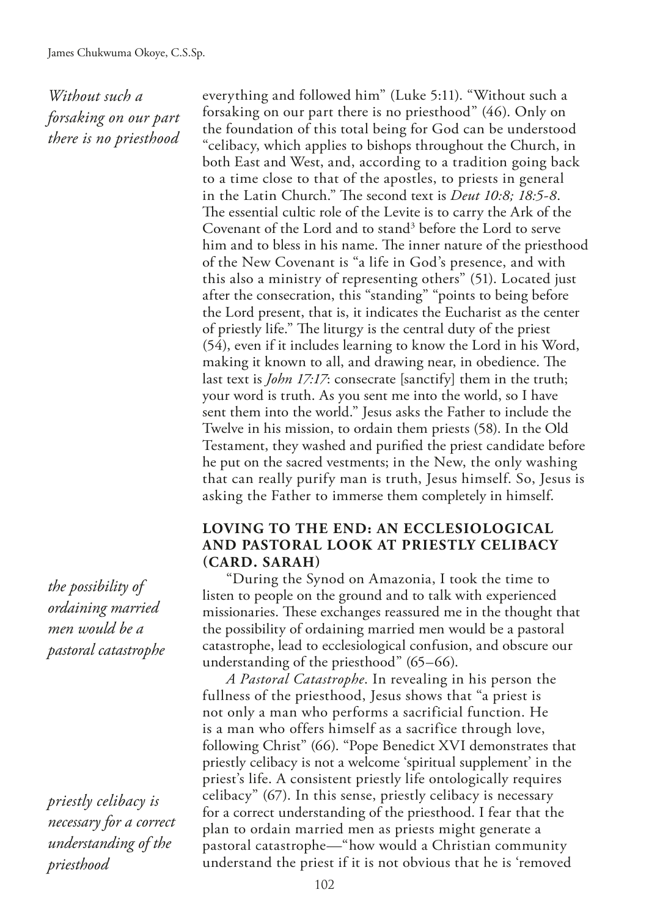everything and followed him" (Luke 5:11). "Without such a forsaking on our part there is no priesthood" (46). Only on the foundation of this total being for God can be understood "celibacy, which applies to bishops throughout the Church, in both East and West, and, according to a tradition going back to a time close to that of the apostles, to priests in general in the Latin Church." The second text is *Deut 10:8; 18:5-8*. The essential cultic role of the Levite is to carry the Ark of the Covenant of the Lord and to stand[3] before the Lord to serve him and to bless in his name. The inner nature of the priesthood of the New Covenant is "a life in God's presence, and with this also a ministry of representing others" (51). Located just after the consecration, this "standing" "points to being before the Lord present, that is, it indicates the Eucharist as the center of priestly life." The liturgy is the central duty of the priest (54), even if it includes learning to know the Lord in his Word, making it known to all, and drawing near, in obedience. The last text is *John 17:17*: consecrate [sanctify] them in the truth; your word is truth. As you sent me into the world, so I have sent them into the world." Jesus asks the Father to include the Twelve in his mission, to ordain them priests (58). In the Old Testament, they washed and purified the priest candidate before he put on the sacred vestments; in the New, the only washing that can really purify man is truth, Jesus himself. So, Jesus is asking the Father to immerse them completely in himself.

*Without such a forsaking on our part there is no priesthood*

## LOVING TO THE END: AN ECCLESIOLOGICAL AND PASTORAL LOOK AT PRIESTLY CELIBACY (CARD. SARAH)

"During the Synod on Amazonia, I took the time to listen to people on the ground and to talk with experienced missionaries. These exchanges reassured me in the thought that the possibility of ordaining married men would be a pastoral catastrophe, lead to ecclesiological confusion, and obscure our understanding of the priesthood" (65–66).

*the possibility of ordaining married men would be a pastoral catastrophe*

*A Pastoral Catastrophe*. In revealing in his person the fullness of the priesthood, Jesus shows that "a priest is not only a man who performs a sacrificial function. He is a man who offers himself as a sacrifice through love, following Christ" (66). "Pope Benedict XVI demonstrates that priestly celibacy is not a welcome 'spiritual supplement' in the priest's life. A consistent priestly life ontologically requires celibacy" (67). In this sense, priestly celibacy is necessary for a correct understanding of the priesthood. I fear that the plan to ordain married men as priests might generate a pastoral catastrophe—"how would a Christian community understand the priest if it is not obvious that he is 'removed

*priestly celibacy is necessary for a correct understanding of the priesthood*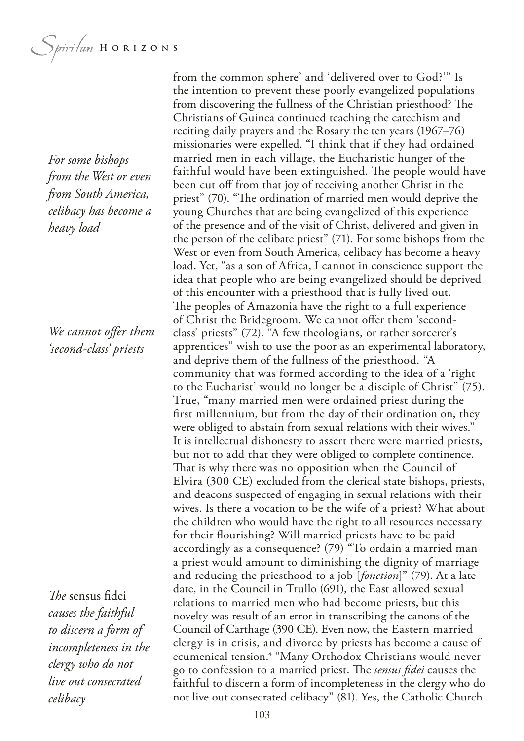from the common sphere' and 'delivered over to God?'" Is the intention to prevent these poorly evangelized populations from discovering the fullness of the Christian priesthood? The Christians of Guinea continued teaching the catechism and reciting daily prayers and the Rosary the ten years (1967–76) missionaries were expelled. "I think that if they had ordained married men in each village, the Eucharistic hunger of the faithful would have been extinguished. The people would have been cut off from that joy of receiving another Christ in the priest" (70). "The ordination of married men would deprive the young Churches that are being evangelized of this experience of the presence and of the visit of Christ, delivered and given in the person of the celibate priest" (71). For some bishops from the West or even from South America, celibacy has become a heavy load. Yet, "as a son of Africa, I cannot in conscience support the idea that people who are being evangelized should be deprived of this encounter with a priesthood that is fully lived out. The peoples of Amazonia have the right to a full experience of Christ the Bridegroom. We cannot offer them 'second-class' priests" (72). "A few theologians, or rather sorcerer's apprentices" wish to use the poor as an experimental laboratory, and deprive them of the fullness of the priesthood. "A community that was formed according to the idea of a 'right to the Eucharist' would no longer be a disciple of Christ" (75). True, "many married men were ordained priest during the first millennium, but from the day of their ordination on, they were obliged to abstain from sexual relations with their wives." It is intellectual dishonesty to assert there were married priests, but not to add that they were obliged to complete continence. That is why there was no opposition when the Council of Elvira (300 CE) excluded from the clerical state bishops, priests, and deacons suspected of engaging in sexual relations with their wives. Is there a vocation to be the wife of a priest? What about the children who would have the right to all resources necessary for their flourishing? Will married priests have to be paid accordingly as a consequence? (79) "To ordain a married man a priest would amount to diminishing the dignity of marriage and reducing the priesthood to a job [*fonction*]" (79). At a late date, in the Council in Trullo (691), the East allowed sexual relations to married men who had become priests, but this novelty was result of an error in transcribing the canons of the Council of Carthage (390 CE). Even now, the Eastern married clergy is in crisis, and divorce by priests has become a cause of ecumenical tension.[4] "Many Orthodox Christians would never go to confession to a married priest. The *sensus fidei* causes the faithful to discern a form of incompleteness in the clergy who do not live out consecrated celibacy" (81). Yes, the Catholic Church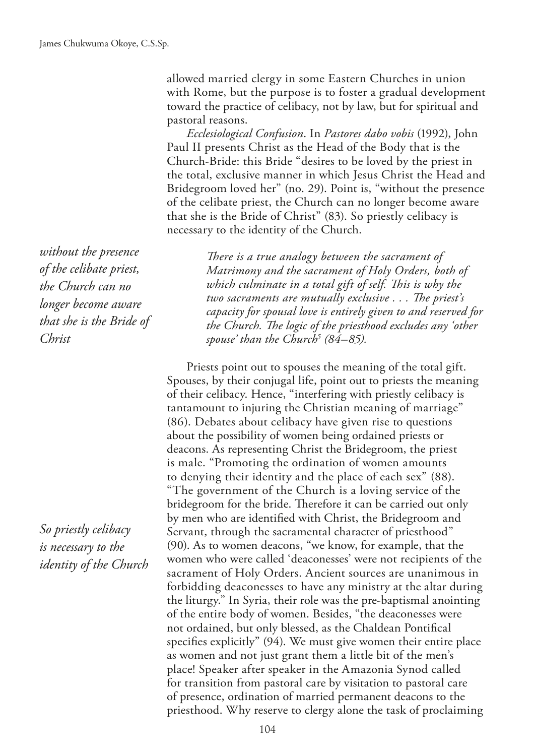allowed married clergy in some Eastern Churches in union with Rome, but the purpose is to foster a gradual development toward the practice of celibacy, not by law, but for spiritual and pastoral reasons.

*Ecclesiological Confusion*. In *Pastores dabo vobis* (1992), John Paul II presents Christ as the Head of the Body that is the Church-Bride: this Bride "desires to be loved by the priest in the total, exclusive manner in which Jesus Christ the Head and Bridegroom loved her" (no. 29). Point is, "without the presence of the celibate priest, the Church can no longer become aware that she is the Bride of Christ" (83). So priestly celibacy is necessary to the identity of the Church.

> *There is a true analogy between the sacrament of Matrimony and the sacrament of Holy Orders, both of which culminate in a total gift of self. This is why the two sacraments are mutually exclusive . . . The priest's capacity for spousal love is entirely given to and reserved for the Church. The logic of the priesthood excludes any 'other spouse' than the Church[5] (84–85).*

Priests point out to spouses the meaning of the total gift. Spouses, by their conjugal life, point out to priests the meaning of their celibacy. Hence, "interfering with priestly celibacy is tantamount to injuring the Christian meaning of marriage" (86). Debates about celibacy have given rise to questions about the possibility of women being ordained priests or deacons. As representing Christ the Bridegroom, the priest is male. "Promoting the ordination of women amounts to denying their identity and the place of each sex" (88). "The government of the Church is a loving service of the bridegroom for the bride. Therefore it can be carried out only by men who are identified with Christ, the Bridegroom and Servant, through the sacramental character of priesthood" (90). As to women deacons, "we know, for example, that the women who were called 'deaconesses' were not recipients of the sacrament of Holy Orders. Ancient sources are unanimous in forbidding deaconesses to have any ministry at the altar during the liturgy." In Syria, their role was the pre-baptismal anointing of the entire body of women. Besides, "the deaconesses were not ordained, but only blessed, as the Chaldean Pontifical specifies explicitly" (94). We must give women their entire place as women and not just grant them a little bit of the men's place! Speaker after speaker in the Amazonia Synod called for transition from pastoral care by visitation to pastoral care of presence, ordination of married permanent deacons to the priesthood. Why reserve to clergy alone the task of proclaiming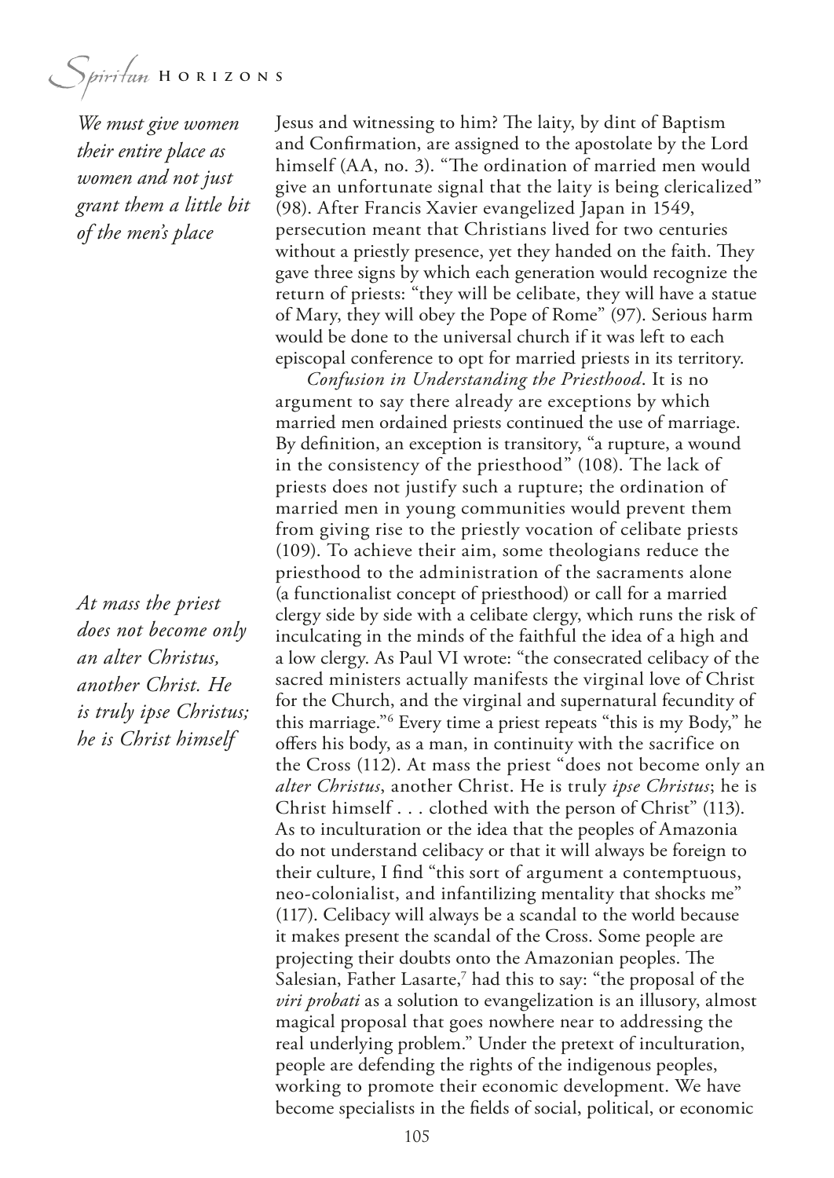*We must give women their entire place as women and not just grant them a little bit of the men's place*

Jesus and witnessing to him? The laity, by dint of Baptism and Confirmation, are assigned to the apostolate by the Lord himself (AA, no. 3). "The ordination of married men would give an unfortunate signal that the laity is being clericalized" (98). After Francis Xavier evangelized Japan in 1549, persecution meant that Christians lived for two centuries without a priestly presence, yet they handed on the faith. They gave three signs by which each generation would recognize the return of priests: "they will be celibate, they will have a statue of Mary, they will obey the Pope of Rome" (97). Serious harm would be done to the universal church if it was left to each episcopal conference to opt for married priests in its territory.

*Confusion in Understanding the Priesthood*. It is no argument to say there already are exceptions by which married men ordained priests continued the use of marriage. By definition, an exception is transitory, "a rupture, a wound in the consistency of the priesthood" (108). The lack of priests does not justify such a rupture; the ordination of married men in young communities would prevent them from giving rise to the priestly vocation of celibate priests (109). To achieve their aim, some theologians reduce the priesthood to the administration of the sacraments alone (a functionalist concept of priesthood) or call for a married clergy side by side with a celibate clergy, which runs the risk of inculcating in the minds of the faithful the idea of a high and a low clergy. As Paul VI wrote: "the consecrated celibacy of the sacred ministers actually manifests the virginal love of Christ for the Church, and the virginal and supernatural fecundity of this marriage."[6] Every time a priest repeats "this is my Body," he offers his body, as a man, in continuity with the sacrifice on the Cross (112). At mass the priest "does not become only an *alter Christus*, another Christ. He is truly *ipse Christus*; he is Christ himself . . . clothed with the person of Christ" (113). As to inculturation or the idea that the peoples of Amazonia do not understand celibacy or that it will always be foreign to their culture, I find "this sort of argument a contemptuous, neo-colonialist, and infantilizing mentality that shocks me" (117). Celibacy will always be a scandal to the world because it makes present the scandal of the Cross. Some people are projecting their doubts onto the Amazonian peoples. The Salesian, Father Lasarte,[7] had this to say: "the proposal of the *viri probati* as a solution to evangelization is an illusory, almost magical proposal that goes nowhere near to addressing the real underlying problem." Under the pretext of inculturation, people are defending the rights of the indigenous peoples, working to promote their economic development. We have become specialists in the fields of social, political, or economic

*At mass the priest does not become only an alter Christus, another Christ. He is truly ipse Christus; he is Christ himself*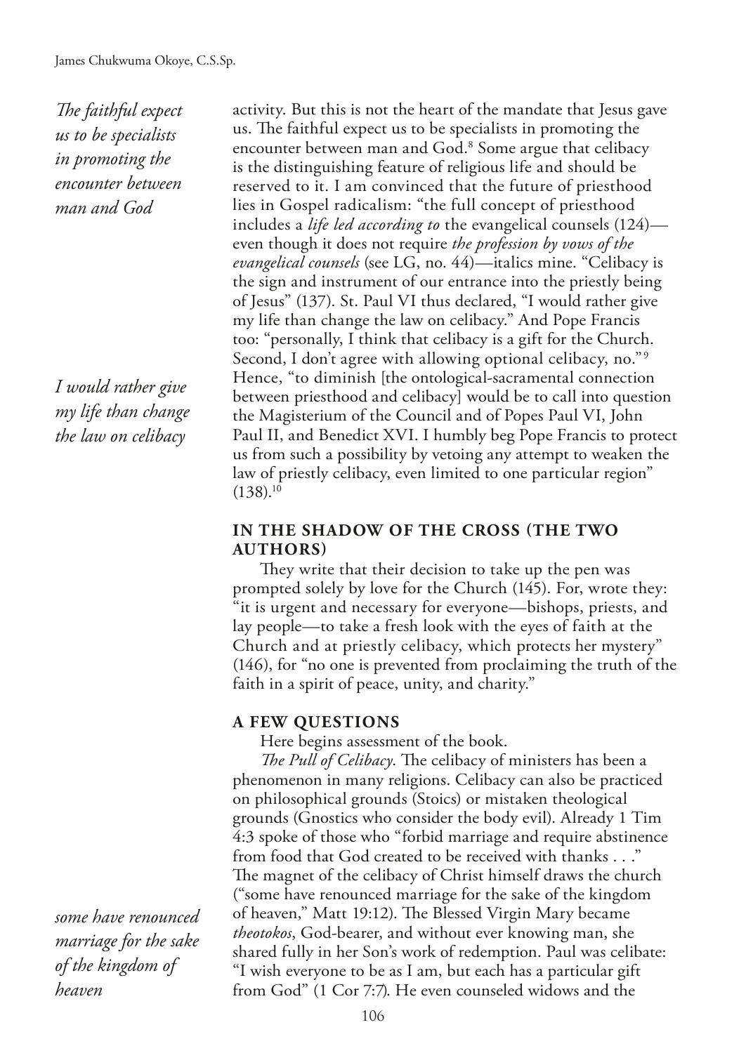activity. But this is not the heart of the mandate that Jesus gave us. The faithful expect us to be specialists in promoting the encounter between man and God.[8] Some argue that celibacy is the distinguishing feature of religious life and should be reserved to it. I am convinced that the future of priesthood lies in Gospel radicalism: "the full concept of priesthood includes a *life led according to* the evangelical counsels (124)—even though it does not require *the profession by vows of the evangelical counsels* (see LG, no. 44)—italics mine. "Celibacy is the sign and instrument of our entrance into the priestly being of Jesus" (137). St. Paul VI thus declared, "I would rather give my life than change the law on celibacy." And Pope Francis too: "personally, I think that celibacy is a gift for the Church. Second, I don't agree with allowing optional celibacy, no."[9] Hence, "to diminish [the ontological-sacramental connection between priesthood and celibacy] would be to call into question the Magisterium of the Council and of Popes Paul VI, John Paul II, and Benedict XVI. I humbly beg Pope Francis to protect us from such a possibility by vetoing any attempt to weaken the law of priestly celibacy, even limited to one particular region" (138).[10]

*The faithful expect us to be specialists in promoting the encounter between man and God*

*I would rather give my life than change the law on celibacy*

## IN THE SHADOW OF THE CROSS (THE TWO AUTHORS)

They write that their decision to take up the pen was prompted solely by love for the Church (145). For, wrote they: "it is urgent and necessary for everyone—bishops, priests, and lay people—to take a fresh look with the eyes of faith at the Church and at priestly celibacy, which protects her mystery" (146), for "no one is prevented from proclaiming the truth of the faith in a spirit of peace, unity, and charity."

## A FEW QUESTIONS

Here begins assessment of the book.

*The Pull of Celibacy*. The celibacy of ministers has been a phenomenon in many religions. Celibacy can also be practiced on philosophical grounds (Stoics) or mistaken theological grounds (Gnostics who consider the body evil). Already 1 Tim 4:3 spoke of those who "forbid marriage and require abstinence from food that God created to be received with thanks . . ." The magnet of the celibacy of Christ himself draws the church ("some have renounced marriage for the sake of the kingdom of heaven," Matt 19:12). The Blessed Virgin Mary became *theotokos*, God-bearer, and without ever knowing man, she shared fully in her Son's work of redemption. Paul was celibate: "I wish everyone to be as I am, but each has a particular gift from God" (1 Cor 7:7). He even counseled widows and the

*some have renounced marriage for the sake of the kingdom of heaven*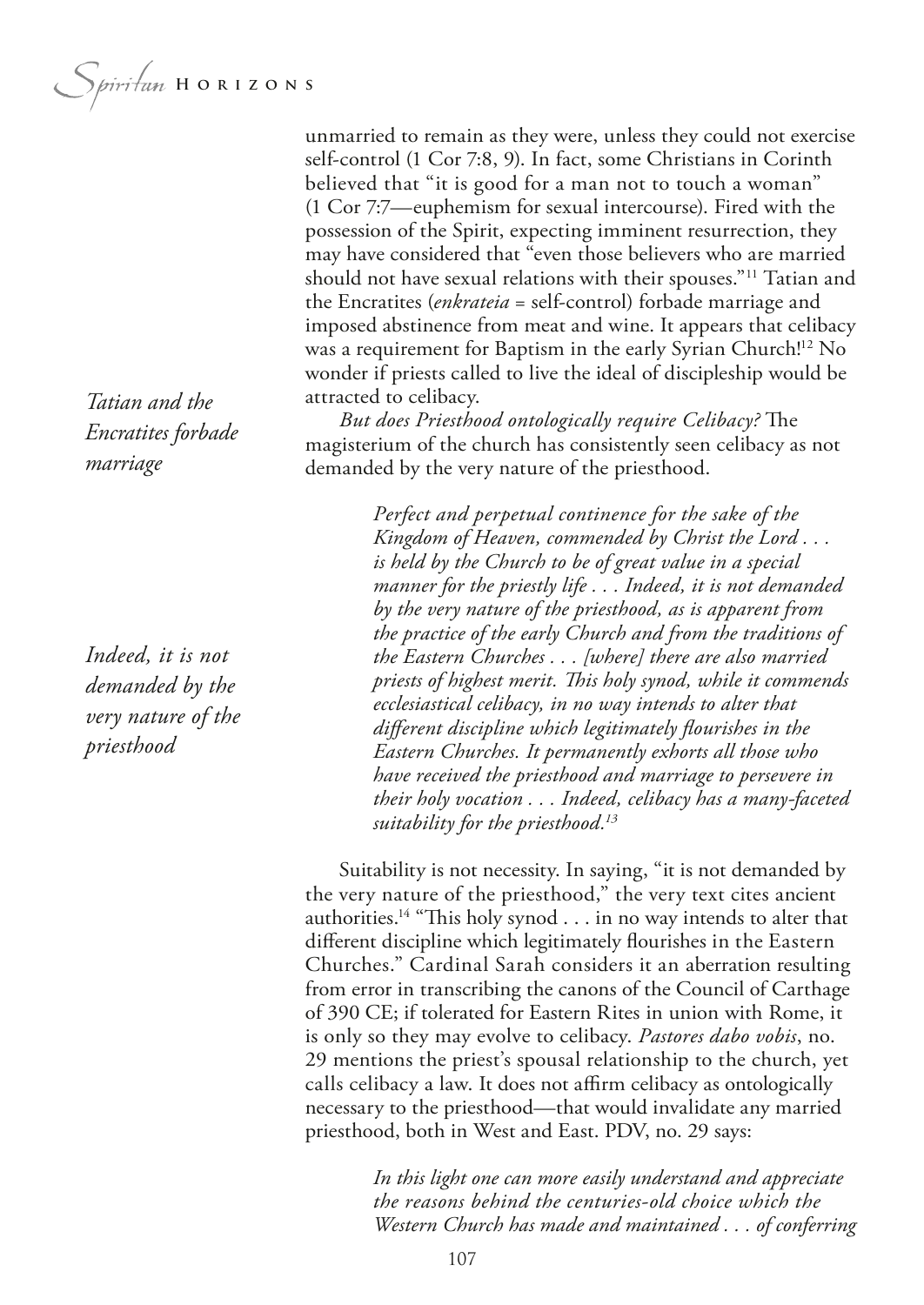unmarried to remain as they were, unless they could not exercise self-control (1 Cor 7:8, 9). In fact, some Christians in Corinth believed that "it is good for a man not to touch a woman" (1 Cor 7:7—euphemism for sexual intercourse). Fired with the possession of the Spirit, expecting imminent resurrection, they may have considered that "even those believers who are married should not have sexual relations with their spouses."[11] Tatian and the Encratites (*enkrateia* = self-control) forbade marriage and imposed abstinence from meat and wine. It appears that celibacy was a requirement for Baptism in the early Syrian Church![12] No wonder if priests called to live the ideal of discipleship would be attracted to celibacy.

*Tatian and the Encratites forbade marriage*

*But does Priesthood ontologically require Celibacy?* The magisterium of the church has consistently seen celibacy as not demanded by the very nature of the priesthood.

> *Perfect and perpetual continence for the sake of the Kingdom of Heaven, commended by Christ the Lord . . . is held by the Church to be of great value in a special manner for the priestly life . . . Indeed, it is not demanded by the very nature of the priesthood, as is apparent from the practice of the early Church and from the traditions of the Eastern Churches . . . [where] there are also married priests of highest merit. This holy synod, while it commends ecclesiastical celibacy, in no way intends to alter that different discipline which legitimately flourishes in the Eastern Churches. It permanently exhorts all those who have received the priesthood and marriage to persevere in their holy vocation . . . Indeed, celibacy has a many-faceted suitability for the priesthood.[13]*

*Indeed, it is not demanded by the very nature of the priesthood*

Suitability is not necessity. In saying, "it is not demanded by the very nature of the priesthood," the very text cites ancient authorities.[14] "This holy synod . . . in no way intends to alter that different discipline which legitimately flourishes in the Eastern Churches." Cardinal Sarah considers it an aberration resulting from error in transcribing the canons of the Council of Carthage of 390 CE; if tolerated for Eastern Rites in union with Rome, it is only so they may evolve to celibacy. *Pastores dabo vobis*, no. 29 mentions the priest's spousal relationship to the church, yet calls celibacy a law. It does not affirm celibacy as ontologically necessary to the priesthood—that would invalidate any married priesthood, both in West and East. PDV, no. 29 says:

> *In this light one can more easily understand and appreciate the reasons behind the centuries-old choice which the Western Church has made and maintained . . . of conferring*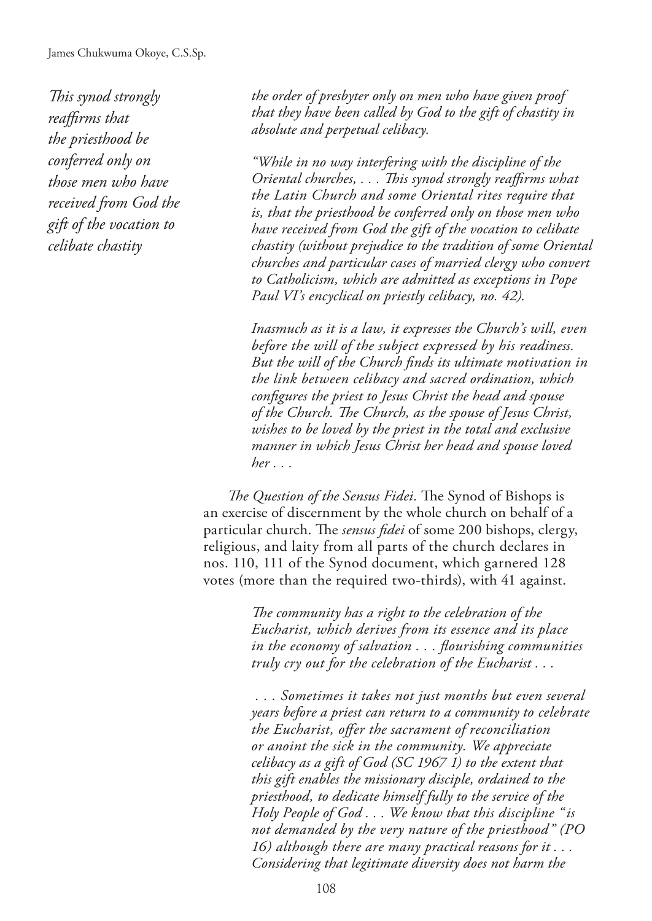*This synod strongly reaffirms that the priesthood be conferred only on those men who have received from God the gift of the vocation to celibate chastity*

*the order of presbyter only on men who have given proof that they have been called by God to the gift of chastity in absolute and perpetual celibacy.*

*"While in no way interfering with the discipline of the Oriental churches, . . . This synod strongly reaffirms what the Latin Church and some Oriental rites require that is, that the priesthood be conferred only on those men who have received from God the gift of the vocation to celibate chastity (without prejudice to the tradition of some Oriental churches and particular cases of married clergy who convert to Catholicism, which are admitted as exceptions in Pope Paul VI's encyclical on priestly celibacy, no. 42).*

*Inasmuch as it is a law, it expresses the Church's will, even before the will of the subject expressed by his readiness. But the will of the Church finds its ultimate motivation in the link between celibacy and sacred ordination, which configures the priest to Jesus Christ the head and spouse of the Church. The Church, as the spouse of Jesus Christ, wishes to be loved by the priest in the total and exclusive manner in which Jesus Christ her head and spouse loved her . . .*

*The Question of the Sensus Fidei.* The Synod of Bishops is an exercise of discernment by the whole church on behalf of a particular church. The *sensus fidei* of some 200 bishops, clergy, religious, and laity from all parts of the church declares in nos. 110, 111 of the Synod document, which garnered 128 votes (more than the required two-thirds), with 41 against.

> *The community has a right to the celebration of the Eucharist, which derives from its essence and its place in the economy of salvation . . . flourishing communities truly cry out for the celebration of the Eucharist . . .*
>
> *. . . Sometimes it takes not just months but even several years before a priest can return to a community to celebrate the Eucharist, offer the sacrament of reconciliation or anoint the sick in the community. We appreciate celibacy as a gift of God (SC 1967 1) to the extent that this gift enables the missionary disciple, ordained to the priesthood, to dedicate himself fully to the service of the Holy People of God . . . We know that this discipline "is not demanded by the very nature of the priesthood" (PO 16) although there are many practical reasons for it . . . Considering that legitimate diversity does not harm the*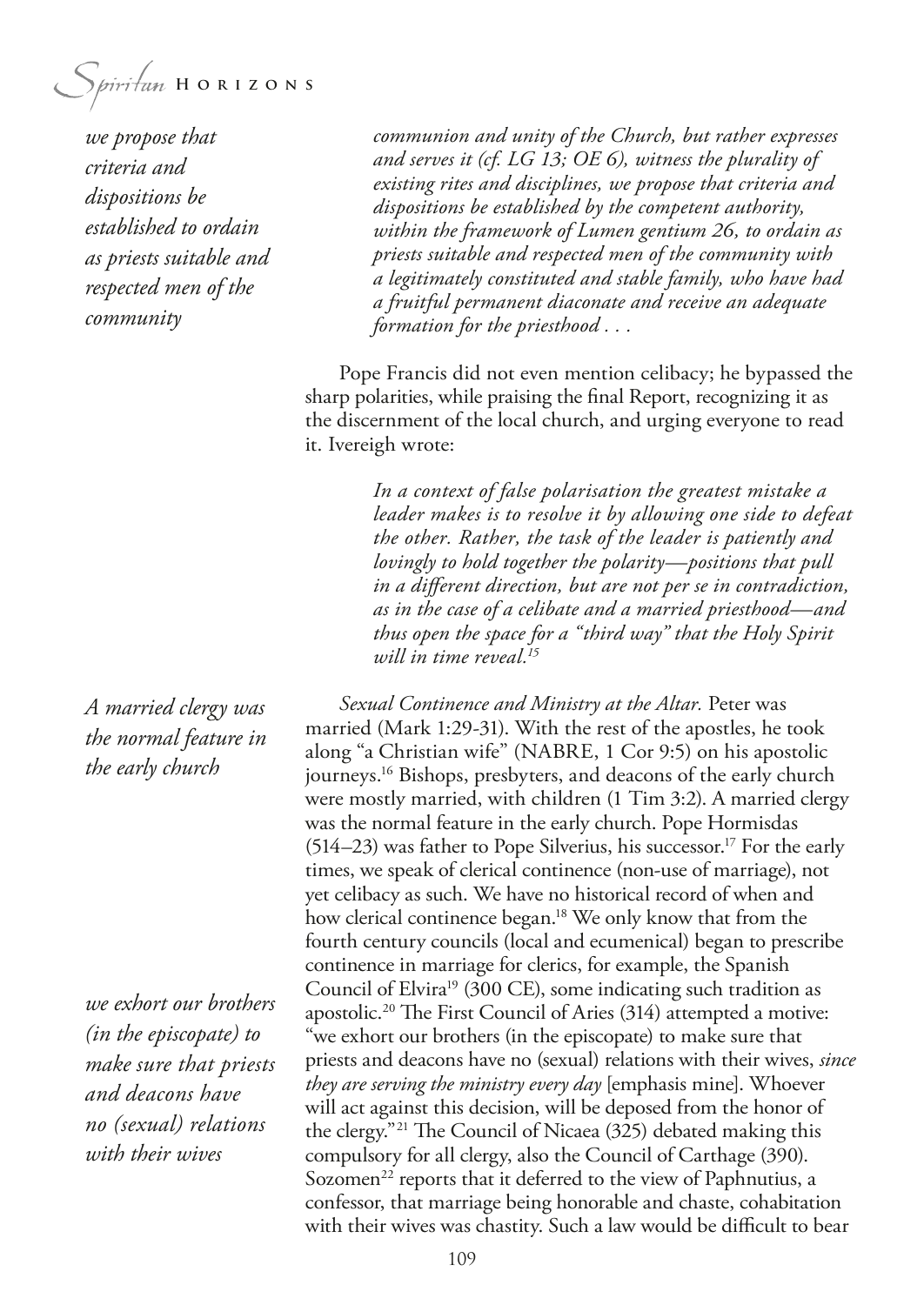*communion and unity of the Church, but rather expresses and serves it (cf. LG 13; OE 6), witness the plurality of existing rites and disciplines, we propose that criteria and dispositions be established by the competent authority, within the framework of Lumen gentium 26, to ordain as priests suitable and respected men of the community with a legitimately constituted and stable family, who have had a fruitful permanent diaconate and receive an adequate formation for the priesthood . . .*

*we propose that criteria and dispositions be established to ordain as priests suitable and respected men of the community*

Pope Francis did not even mention celibacy; he bypassed the sharp polarities, while praising the final Report, recognizing it as the discernment of the local church, and urging everyone to read it. Ivereigh wrote:

> *In a context of false polarisation the greatest mistake a leader makes is to resolve it by allowing one side to defeat the other. Rather, the task of the leader is patiently and lovingly to hold together the polarity—positions that pull in a different direction, but are not per se in contradiction, as in the case of a celibate and a married priesthood—and thus open the space for a "third way" that the Holy Spirit will in time reveal.*[15]

*A married clergy was the normal feature in the early church*

*Sexual Continence and Ministry at the Altar.* Peter was married (Mark 1:29-31). With the rest of the apostles, he took along "a Christian wife" (NABRE, 1 Cor 9:5) on his apostolic journeys.[16] Bishops, presbyters, and deacons of the early church were mostly married, with children (1 Tim 3:2). A married clergy was the normal feature in the early church. Pope Hormisdas (514–23) was father to Pope Silverius, his successor.[17] For the early times, we speak of clerical continence (non-use of marriage), not yet celibacy as such. We have no historical record of when and how clerical continence began.[18] We only know that from the fourth century councils (local and ecumenical) began to prescribe continence in marriage for clerics, for example, the Spanish Council of Elvira[19] (300 CE), some indicating such tradition as apostolic.[20] The First Council of Aries (314) attempted a motive: "we exhort our brothers (in the episcopate) to make sure that priests and deacons have no (sexual) relations with their wives, *since they are serving the ministry every day* [emphasis mine]. Whoever will act against this decision, will be deposed from the honor of the clergy."[21] The Council of Nicaea (325) debated making this compulsory for all clergy, also the Council of Carthage (390). Sozomen[22] reports that it deferred to the view of Paphnutius, a confessor, that marriage being honorable and chaste, cohabitation with their wives was chastity. Such a law would be difficult to bear

*we exhort our brothers (in the episcopate) to make sure that priests and deacons have no (sexual) relations with their wives*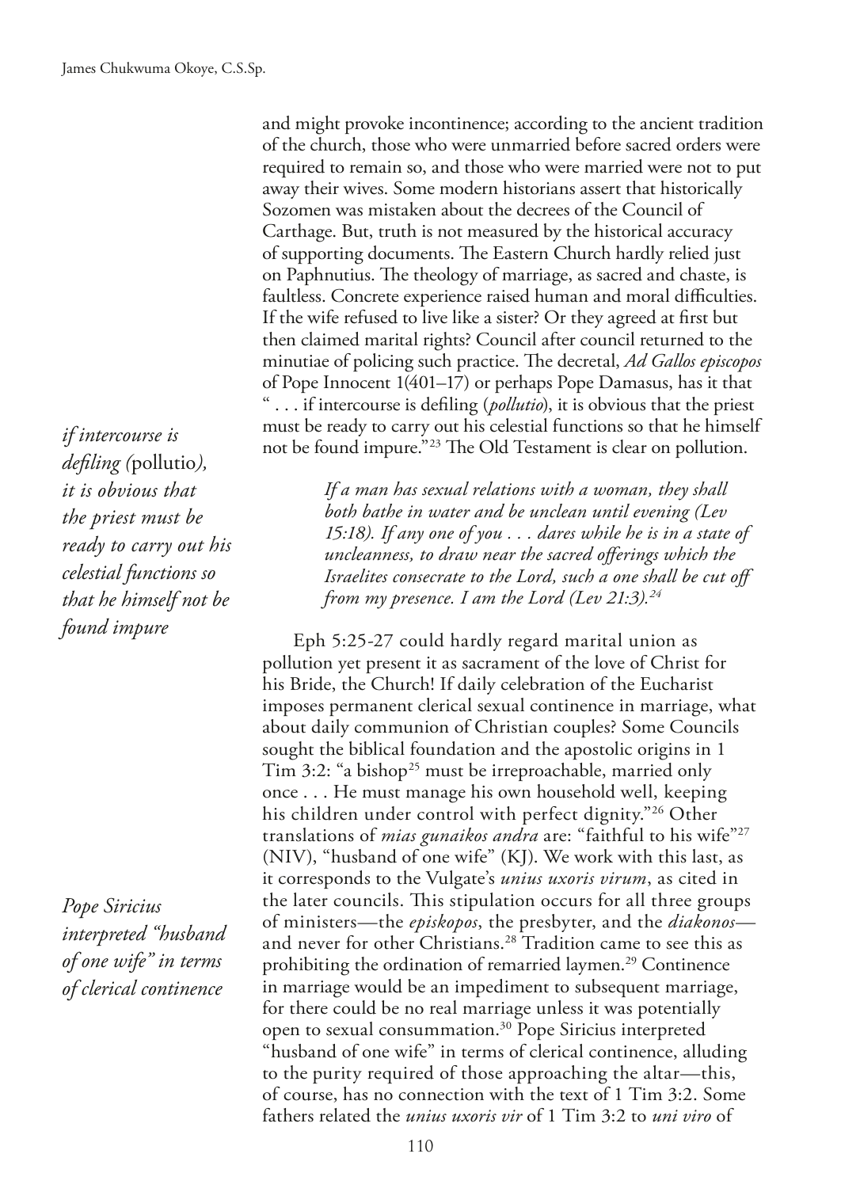and might provoke incontinence; according to the ancient tradition of the church, those who were unmarried before sacred orders were required to remain so, and those who were married were not to put away their wives. Some modern historians assert that historically Sozomen was mistaken about the decrees of the Council of Carthage. But, truth is not measured by the historical accuracy of supporting documents. The Eastern Church hardly relied just on Paphnutius. The theology of marriage, as sacred and chaste, is faultless. Concrete experience raised human and moral difficulties. If the wife refused to live like a sister? Or they agreed at first but then claimed marital rights? Council after council returned to the minutiae of policing such practice. The decretal, *Ad Gallos episcopos* of Pope Innocent 1(401–17) or perhaps Pope Damasus, has it that " . . . if intercourse is defiling (*pollutio*), it is obvious that the priest must be ready to carry out his celestial functions so that he himself not be found impure."[23] The Old Testament is clear on pollution.

*if intercourse is defiling (*pollutio*), it is obvious that the priest must be ready to carry out his celestial functions so that he himself not be found impure*

> *If a man has sexual relations with a woman, they shall both bathe in water and be unclean until evening (Lev 15:18). If any one of you . . . dares while he is in a state of uncleanness, to draw near the sacred offerings which the Israelites consecrate to the Lord, such a one shall be cut off from my presence. I am the Lord (Lev 21:3).*[24]

Eph 5:25-27 could hardly regard marital union as pollution yet present it as sacrament of the love of Christ for his Bride, the Church! If daily celebration of the Eucharist imposes permanent clerical sexual continence in marriage, what about daily communion of Christian couples? Some Councils sought the biblical foundation and the apostolic origins in 1 Tim 3:2: "a bishop[25] must be irreproachable, married only once . . . He must manage his own household well, keeping his children under control with perfect dignity."[26] Other translations of *mias gunaikos andra* are: "faithful to his wife"[27] (NIV), "husband of one wife" (KJ). We work with this last, as it corresponds to the Vulgate's *unius uxoris virum*, as cited in the later councils. This stipulation occurs for all three groups of ministers—the *episkopos*, the presbyter, and the *diakonos*—and never for other Christians.[28] Tradition came to see this as prohibiting the ordination of remarried laymen.[29] Continence in marriage would be an impediment to subsequent marriage, for there could be no real marriage unless it was potentially open to sexual consummation.[30] Pope Siricius interpreted "husband of one wife" in terms of clerical continence, alluding to the purity required of those approaching the altar—this, of course, has no connection with the text of 1 Tim 3:2. Some fathers related the *unius uxoris vir* of 1 Tim 3:2 to *uni viro* of

*Pope Siricius interpreted "husband of one wife" in terms of clerical continence*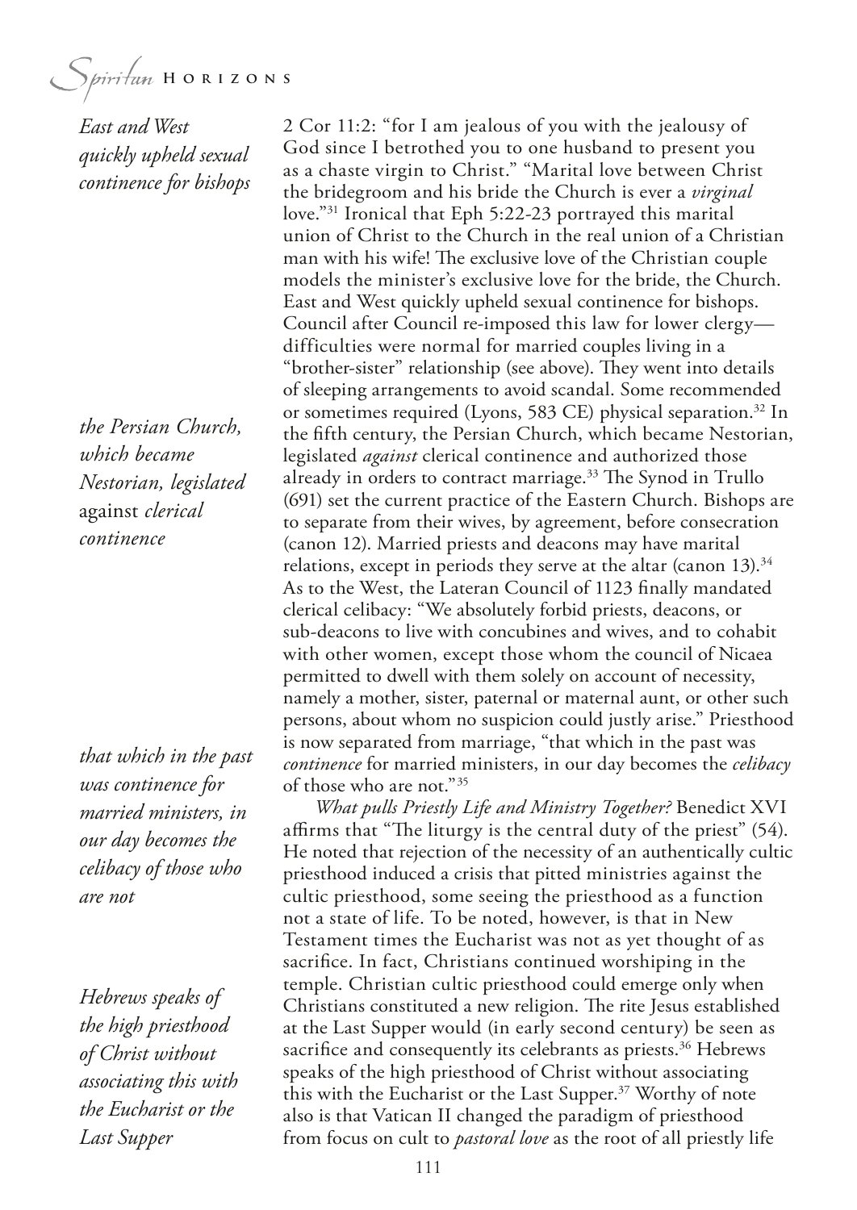*East and West quickly upheld sexual continence for bishops*

2 Cor 11:2: "for I am jealous of you with the jealousy of God since I betrothed you to one husband to present you as a chaste virgin to Christ." "Marital love between Christ the bridegroom and his bride the Church is ever a *virginal* love."[31] Ironical that Eph 5:22-23 portrayed this marital union of Christ to the Church in the real union of a Christian man with his wife! The exclusive love of the Christian couple models the minister's exclusive love for the bride, the Church. East and West quickly upheld sexual continence for bishops. Council after Council re-imposed this law for lower clergy—difficulties were normal for married couples living in a "brother-sister" relationship (see above). They went into details of sleeping arrangements to avoid scandal. Some recommended or sometimes required (Lyons, 583 CE) physical separation.[32] In the fifth century, the Persian Church, which became Nestorian, legislated *against* clerical continence and authorized those already in orders to contract marriage.[33] The Synod in Trullo (691) set the current practice of the Eastern Church. Bishops are to separate from their wives, by agreement, before consecration (canon 12). Married priests and deacons may have marital relations, except in periods they serve at the altar (canon 13).[34] As to the West, the Lateran Council of 1123 finally mandated clerical celibacy: "We absolutely forbid priests, deacons, or sub-deacons to live with concubines and wives, and to cohabit with other women, except those whom the council of Nicaea permitted to dwell with them solely on account of necessity, namely a mother, sister, paternal or maternal aunt, or other such persons, about whom no suspicion could justly arise." Priesthood is now separated from marriage, "that which in the past was *continence* for married ministers, in our day becomes the *celibacy* of those who are not."[35]

*the Persian Church, which became Nestorian, legislated* against *clerical continence*

*that which in the past was continence for married ministers, in our day becomes the celibacy of those who are not*

*What pulls Priestly Life and Ministry Together?* Benedict XVI affirms that "The liturgy is the central duty of the priest" (54). He noted that rejection of the necessity of an authentically cultic priesthood induced a crisis that pitted ministries against the cultic priesthood, some seeing the priesthood as a function not a state of life. To be noted, however, is that in New Testament times the Eucharist was not as yet thought of as sacrifice. In fact, Christians continued worshiping in the temple. Christian cultic priesthood could emerge only when Christians constituted a new religion. The rite Jesus established at the Last Supper would (in early second century) be seen as sacrifice and consequently its celebrants as priests.[36] Hebrews speaks of the high priesthood of Christ without associating this with the Eucharist or the Last Supper.[37] Worthy of note also is that Vatican II changed the paradigm of priesthood from focus on cult to *pastoral love* as the root of all priestly life

*Hebrews speaks of the high priesthood of Christ without associating this with the Eucharist or the Last Supper*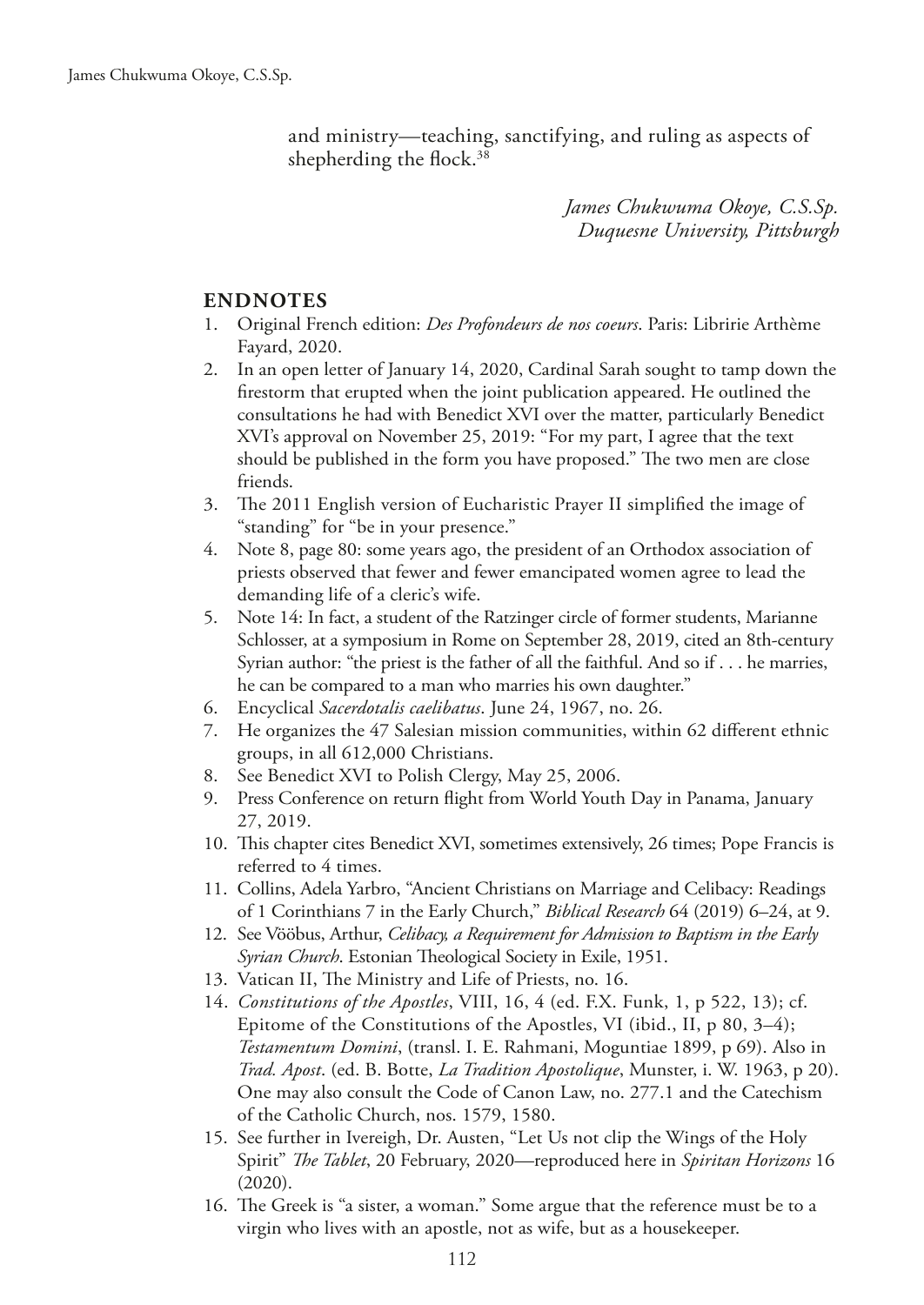and ministry—teaching, sanctifying, and ruling as aspects of shepherding the flock.[38]

*James Chukwuma Okoye, C.S.Sp.*
*Duquesne University, Pittsburgh*

## ENDNOTES

1. Original French edition: *Des Profondeurs de nos coeurs*. Paris: Libririe Arthème Fayard, 2020.
2. In an open letter of January 14, 2020, Cardinal Sarah sought to tamp down the firestorm that erupted when the joint publication appeared. He outlined the consultations he had with Benedict XVI over the matter, particularly Benedict XVI's approval on November 25, 2019: "For my part, I agree that the text should be published in the form you have proposed." The two men are close friends.
3. The 2011 English version of Eucharistic Prayer II simplified the image of "standing" for "be in your presence."
4. Note 8, page 80: some years ago, the president of an Orthodox association of priests observed that fewer and fewer emancipated women agree to lead the demanding life of a cleric's wife.
5. Note 14: In fact, a student of the Ratzinger circle of former students, Marianne Schlosser, at a symposium in Rome on September 28, 2019, cited an 8th-century Syrian author: "the priest is the father of all the faithful. And so if . . . he marries, he can be compared to a man who marries his own daughter."
6. Encyclical *Sacerdotalis caelibatus*. June 24, 1967, no. 26.
7. He organizes the 47 Salesian mission communities, within 62 different ethnic groups, in all 612,000 Christians.
8. See Benedict XVI to Polish Clergy, May 25, 2006.
9. Press Conference on return flight from World Youth Day in Panama, January 27, 2019.
10. This chapter cites Benedict XVI, sometimes extensively, 26 times; Pope Francis is referred to 4 times.
11. Collins, Adela Yarbro, "Ancient Christians on Marriage and Celibacy: Readings of 1 Corinthians 7 in the Early Church," *Biblical Research* 64 (2019) 6–24, at 9.
12. See Vööbus, Arthur, *Celibacy, a Requirement for Admission to Baptism in the Early Syrian Church*. Estonian Theological Society in Exile, 1951.
13. Vatican II, The Ministry and Life of Priests, no. 16.
14. *Constitutions of the Apostles*, VIII, 16, 4 (ed. F.X. Funk, 1, p 522, 13); cf. Epitome of the Constitutions of the Apostles, VI (ibid., II, p 80, 3–4); *Testamentum Domini*, (transl. I. E. Rahmani, Moguntiae 1899, p 69). Also in *Trad. Apost*. (ed. B. Botte, *La Tradition Apostolique*, Munster, i. W. 1963, p 20). One may also consult the Code of Canon Law, no. 277.1 and the Catechism of the Catholic Church, nos. 1579, 1580.
15. See further in Ivereigh, Dr. Austen, "Let Us not clip the Wings of the Holy Spirit" *The Tablet*, 20 February, 2020—reproduced here in *Spiritan Horizons* 16 (2020).
16. The Greek is "a sister, a woman." Some argue that the reference must be to a virgin who lives with an apostle, not as wife, but as a housekeeper.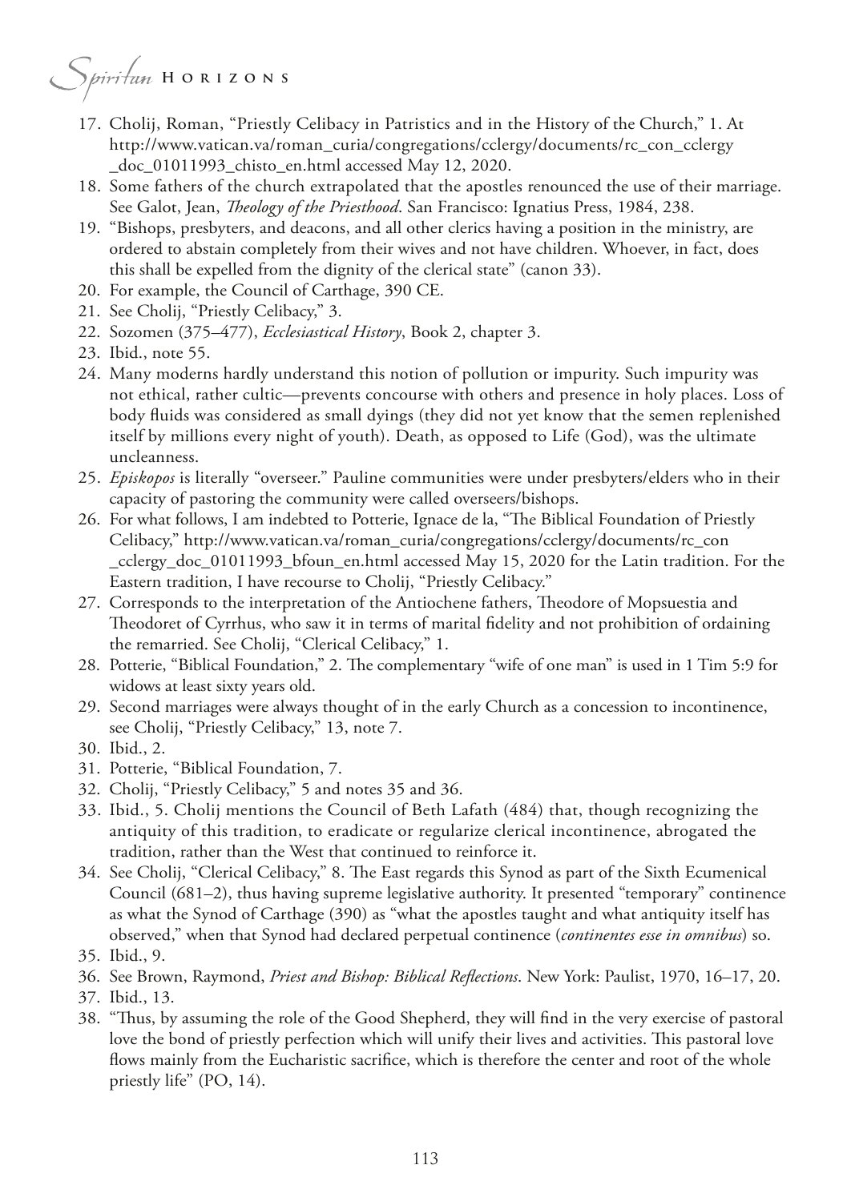17. Cholij, Roman, "Priestly Celibacy in Patristics and in the History of the Church," 1. At http://www.vatican.va/roman_curia/congregations/cclergy/documents/rc_con_cclergy_doc_01011993_chisto_en.html accessed May 12, 2020.
18. Some fathers of the church extrapolated that the apostles renounced the use of their marriage. See Galot, Jean, *Theology of the Priesthood*. San Francisco: Ignatius Press, 1984, 238.
19. "Bishops, presbyters, and deacons, and all other clerics having a position in the ministry, are ordered to abstain completely from their wives and not have children. Whoever, in fact, does this shall be expelled from the dignity of the clerical state" (canon 33).
20. For example, the Council of Carthage, 390 CE.
21. See Cholij, "Priestly Celibacy," 3.
22. Sozomen (375–477), *Ecclesiastical History*, Book 2, chapter 3.
23. Ibid., note 55.
24. Many moderns hardly understand this notion of pollution or impurity. Such impurity was not ethical, rather cultic—prevents concourse with others and presence in holy places. Loss of body fluids was considered as small dyings (they did not yet know that the semen replenished itself by millions every night of youth). Death, as opposed to Life (God), was the ultimate uncleanness.
25. *Episkopos* is literally "overseer." Pauline communities were under presbyters/elders who in their capacity of pastoring the community were called overseers/bishops.
26. For what follows, I am indebted to Potterie, Ignace de la, "The Biblical Foundation of Priestly Celibacy," http://www.vatican.va/roman_curia/congregations/cclergy/documents/rc_con_cclergy_doc_01011993_bfoun_en.html accessed May 15, 2020 for the Latin tradition. For the Eastern tradition, I have recourse to Cholij, "Priestly Celibacy."
27. Corresponds to the interpretation of the Antiochene fathers, Theodore of Mopsuestia and Theodoret of Cyrrhus, who saw it in terms of marital fidelity and not prohibition of ordaining the remarried. See Cholij, "Clerical Celibacy," 1.
28. Potterie, "Biblical Foundation," 2. The complementary "wife of one man" is used in 1 Tim 5:9 for widows at least sixty years old.
29. Second marriages were always thought of in the early Church as a concession to incontinence, see Cholij, "Priestly Celibacy," 13, note 7.
30. Ibid., 2.
31. Potterie, "Biblical Foundation, 7.
32. Cholij, "Priestly Celibacy," 5 and notes 35 and 36.
33. Ibid., 5. Cholij mentions the Council of Beth Lafath (484) that, though recognizing the antiquity of this tradition, to eradicate or regularize clerical incontinence, abrogated the tradition, rather than the West that continued to reinforce it.
34. See Cholij, "Clerical Celibacy," 8. The East regards this Synod as part of the Sixth Ecumenical Council (681–2), thus having supreme legislative authority. It presented "temporary" continence as what the Synod of Carthage (390) as "what the apostles taught and what antiquity itself has observed," when that Synod had declared perpetual continence (*continentes esse in omnibus*) so.
35. Ibid., 9.
36. See Brown, Raymond, *Priest and Bishop: Biblical Reflections*. New York: Paulist, 1970, 16–17, 20.
37. Ibid., 13.
38. "Thus, by assuming the role of the Good Shepherd, they will find in the very exercise of pastoral love the bond of priestly perfection which will unify their lives and activities. This pastoral love flows mainly from the Eucharistic sacrifice, which is therefore the center and root of the whole priestly life" (PO, 14).